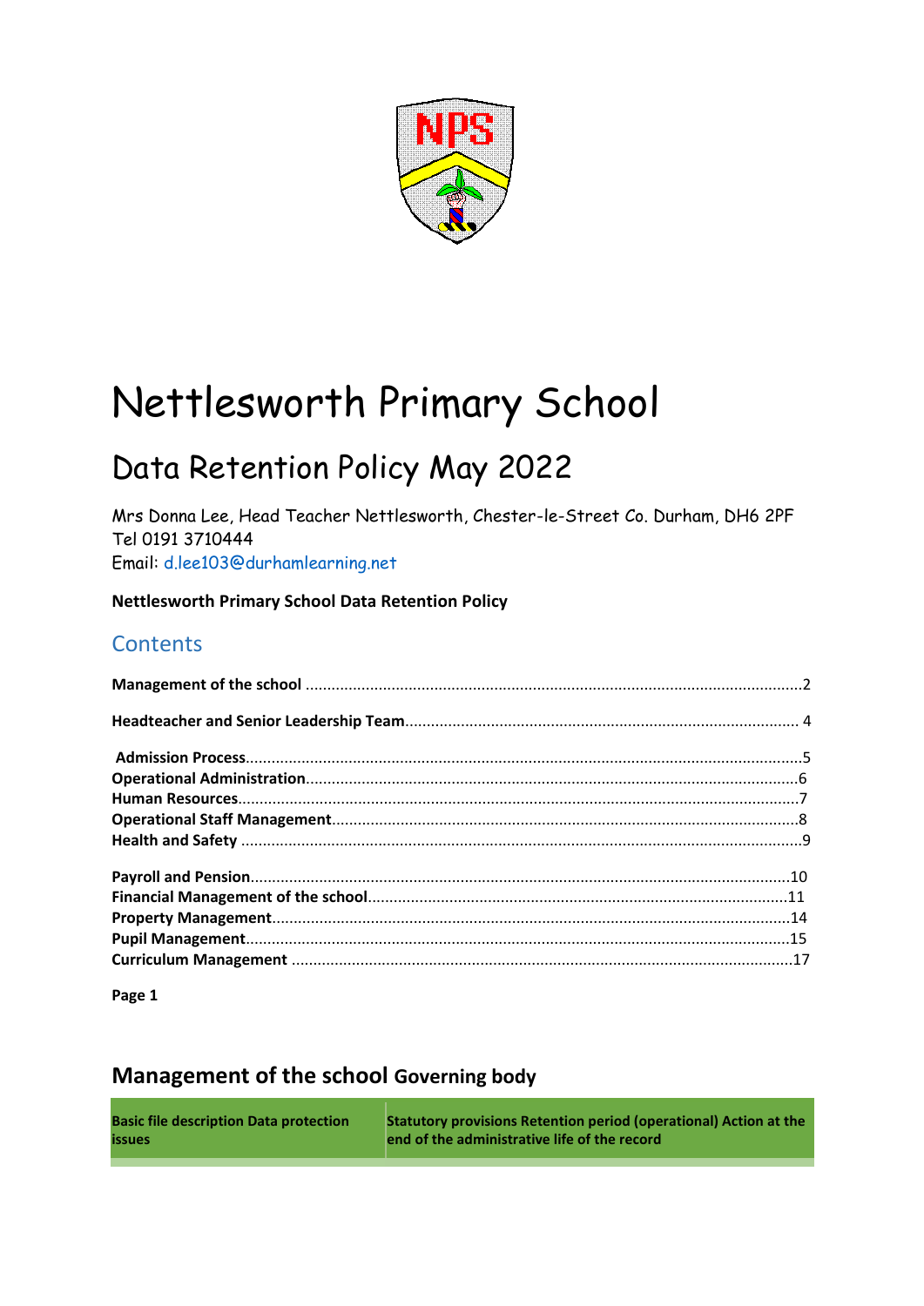# Nettlesworth Primary School

## Data Retention Policy May 2022

Mrs Donna Lee, Head Teacher Nettlesworth, Chester-le-Street Co. Durham, DH6 2PF
Tel 0191 3710444
Email: d.lee103@durhamlearning.net

**Nettlesworth Primary School Data Retention Policy**

## Contents

**Management of the school** ....................................................................................................2

**Headteacher and Senior Leadership Team**........................................................................... 4

**Admission Process**.................................................................................................................5
**Operational Administration**...................................................................................................6
**Human Resources**..................................................................................................................7
**Operational Staff Management**.............................................................................................8
**Health and Safety** ..................................................................................................................9

**Payroll and Pension**.............................................................................................................10
**Financial Management of the school**..................................................................................11
**Property Management**.........................................................................................................14
**Pupil Management**...............................................................................................................15
**Curriculum Management** .....................................................................................................17

**Page 1**

## Management of the school **Governing body**

| Basic file description Data protection issues | Statutory provisions Retention period (operational) Action at the end of the administrative life of the record |
|---|---|
| | |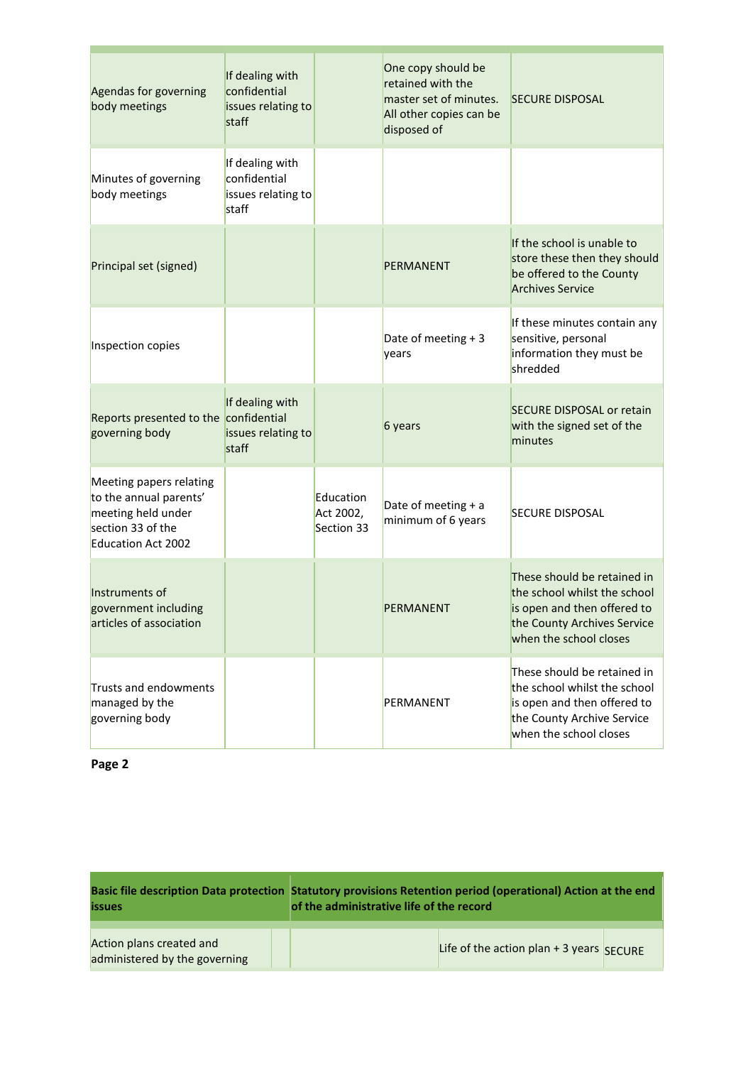| | | | | |
|---|---|---|---|---|
| Agendas for governing body meetings | If dealing with confidential issues relating to staff | | One copy should be retained with the master set of minutes. All other copies can be disposed of | SECURE DISPOSAL |
| Minutes of governing body meetings | If dealing with confidential issues relating to staff | | | |
| Principal set (signed) | | | PERMANENT | If the school is unable to store these then they should be offered to the County Archives Service |
| Inspection copies | | | Date of meeting + 3 years | If these minutes contain any sensitive, personal information they must be shredded |
| Reports presented to the governing body | If dealing with confidential issues relating to staff | | 6 years | SECURE DISPOSAL or retain with the signed set of the minutes |
| Meeting papers relating to the annual parents' meeting held under section 33 of the Education Act 2002 | | Education Act 2002, Section 33 | Date of meeting + a minimum of 6 years | SECURE DISPOSAL |
| Instruments of government including articles of association | | | PERMANENT | These should be retained in the school whilst the school is open and then offered to the County Archives Service when the school closes |
| Trusts and endowments managed by the governing body | | | PERMANENT | These should be retained in the school whilst the school is open and then offered to the County Archive Service when the school closes |

**Page 2**

| Basic file description | Data protection issues | Statutory provisions | Retention period (operational) | Action at the end of the administrative life of the record |
|---|---|---|---|---|
| Action plans created and administered by the governing | | | Life of the action plan + 3 years | SECURE |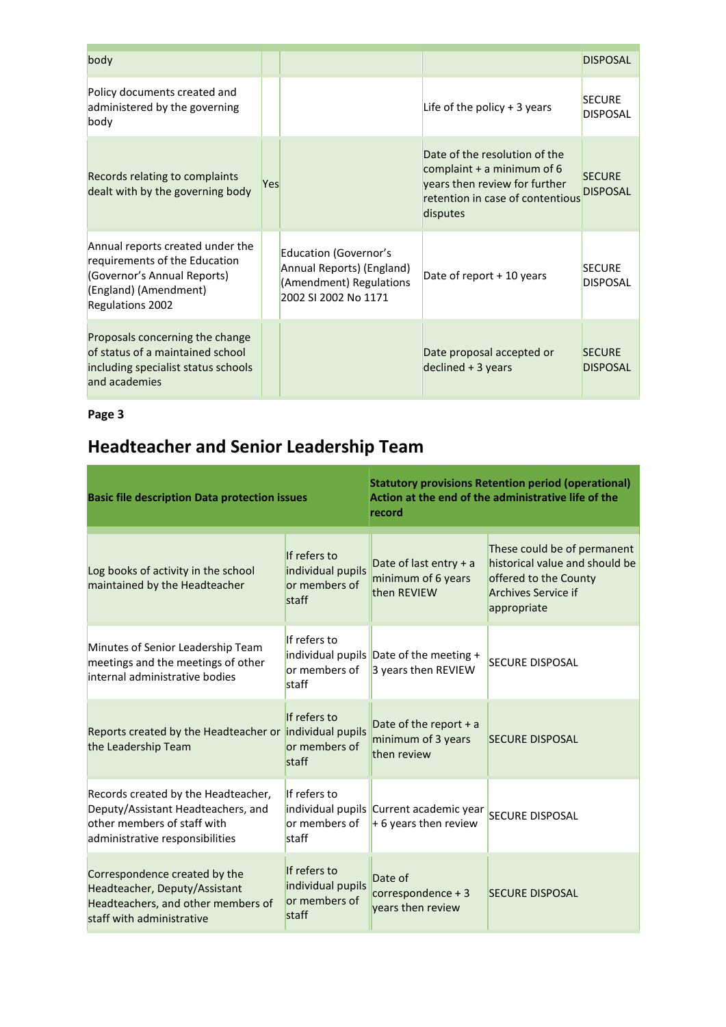| | | | | |
|---|---|---|---|---|
| body | | | | DISPOSAL |
| Policy documents created and administered by the governing body | | | Life of the policy + 3 years | SECURE DISPOSAL |
| Records relating to complaints dealt with by the governing body | Yes | | Date of the resolution of the complaint + a minimum of 6 years then review for further retention in case of contentious disputes | SECURE DISPOSAL |
| Annual reports created under the requirements of the Education (Governor's Annual Reports) (England) (Amendment) Regulations 2002 | | Education (Governor's Annual Reports) (England) (Amendment) Regulations 2002 SI 2002 No 1171 | Date of report + 10 years | SECURE DISPOSAL |
| Proposals concerning the change of status of a maintained school including specialist status schools and academies | | | Date proposal accepted or declined + 3 years | SECURE DISPOSAL |

**Page 3**

## Headteacher and Senior Leadership Team

| Basic file description Data protection issues | | Statutory provisions Retention period (operational) Action at the end of the administrative life of the record | |
|---|---|---|---|
| Log books of activity in the school maintained by the Headteacher | If refers to individual pupils or members of staff | Date of last entry + a minimum of 6 years then REVIEW | These could be of permanent historical value and should be offered to the County Archives Service if appropriate |
| Minutes of Senior Leadership Team meetings and the meetings of other internal administrative bodies | If refers to individual pupils or members of staff | Date of the meeting + 3 years then REVIEW | SECURE DISPOSAL |
| Reports created by the Headteacher or the Leadership Team | If refers to individual pupils or members of staff | Date of the report + a minimum of 3 years then review | SECURE DISPOSAL |
| Records created by the Headteacher, Deputy/Assistant Headteachers, and other members of staff with administrative responsibilities | If refers to individual pupils or members of staff | Current academic year + 6 years then review | SECURE DISPOSAL |
| Correspondence created by the Headteacher, Deputy/Assistant Headteachers, and other members of staff with administrative | If refers to individual pupils or members of staff | Date of correspondence + 3 years then review | SECURE DISPOSAL |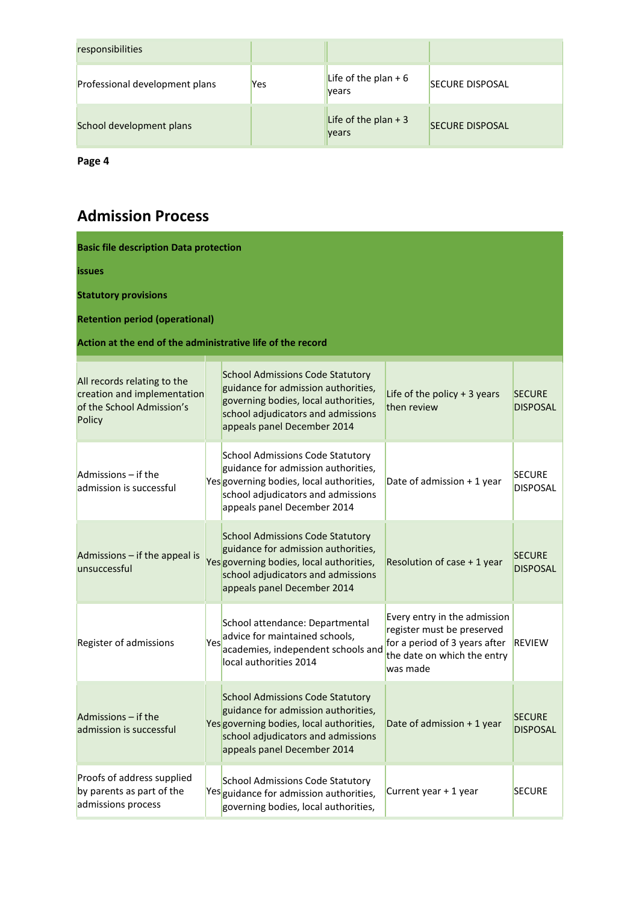| responsibilities | | | |
|---|---|---|---|
| Professional development plans | Yes | Life of the plan + 6 years | SECURE DISPOSAL |
| School development plans | | Life of the plan + 3 years | SECURE DISPOSAL |

**Page 4**

## Admission Process

| Basic file description | Data protection issues | Statutory provisions | Retention period (operational) | Action at the end of the administrative life of the record |
|---|---|---|---|---|
| All records relating to the creation and implementation of the School Admission's Policy | | School Admissions Code Statutory guidance for admission authorities, governing bodies, local authorities, school adjudicators and admissions appeals panel December 2014 | Life of the policy + 3 years then review | SECURE DISPOSAL |
| Admissions – if the admission is successful | Yes | School Admissions Code Statutory guidance for admission authorities, governing bodies, local authorities, school adjudicators and admissions appeals panel December 2014 | Date of admission + 1 year | SECURE DISPOSAL |
| Admissions – if the appeal is unsuccessful | Yes | School Admissions Code Statutory guidance for admission authorities, governing bodies, local authorities, school adjudicators and admissions appeals panel December 2014 | Resolution of case + 1 year | SECURE DISPOSAL |
| Register of admissions | Yes | School attendance: Departmental advice for maintained schools, academies, independent schools and local authorities 2014 | Every entry in the admission register must be preserved for a period of 3 years after the date on which the entry was made | REVIEW |
| Admissions – if the admission is successful | Yes | School Admissions Code Statutory guidance for admission authorities, governing bodies, local authorities, school adjudicators and admissions appeals panel December 2014 | Date of admission + 1 year | SECURE DISPOSAL |
| Proofs of address supplied by parents as part of the admissions process | Yes | School Admissions Code Statutory guidance for admission authorities, governing bodies, local authorities, | Current year + 1 year | SECURE |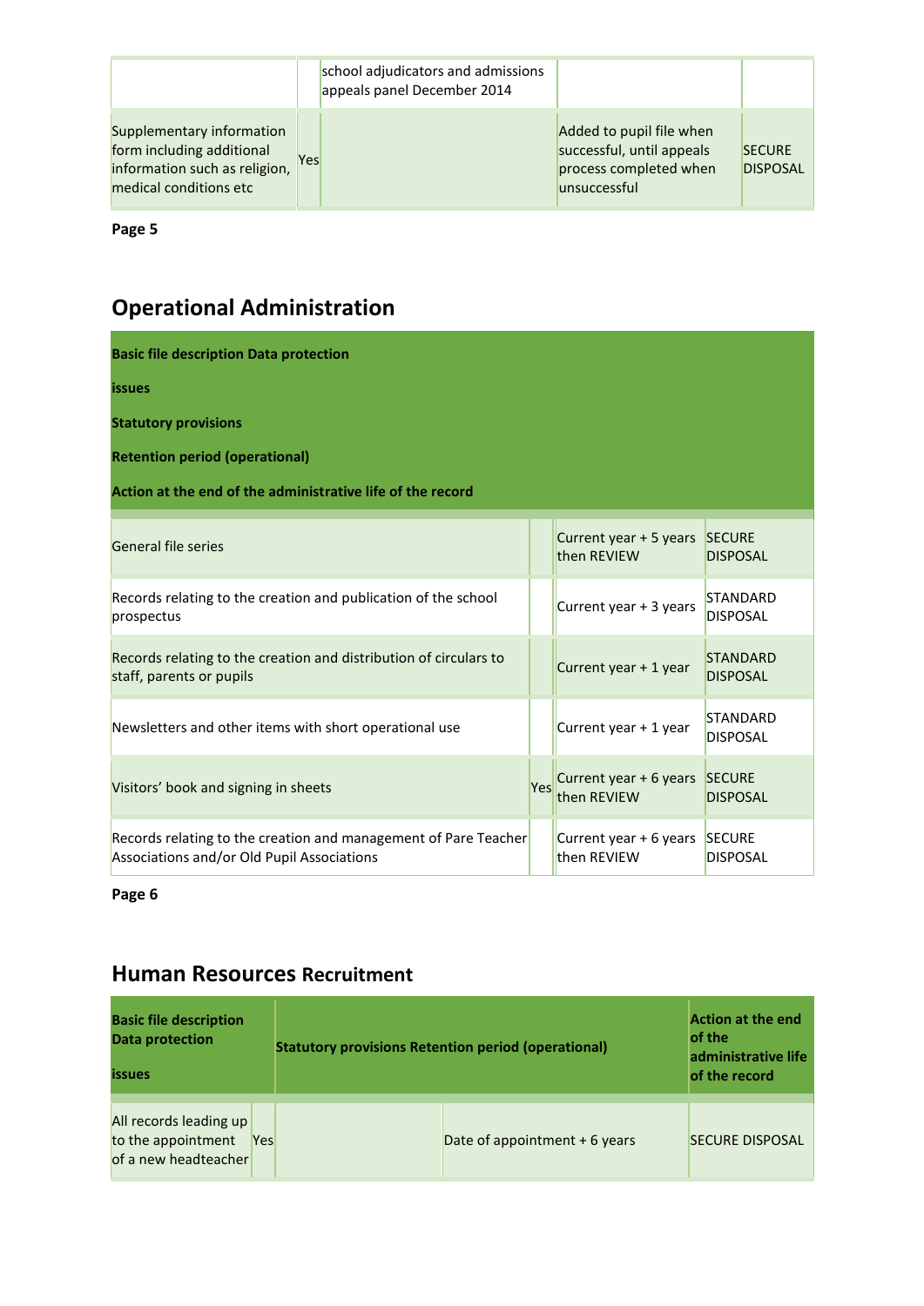| | | school adjudicators and admissions appeals panel December 2014 | | |
|---|---|---|---|---|
| Supplementary information form including additional information such as religion, medical conditions etc | Yes | | Added to pupil file when successful, until appeals process completed when unsuccessful | SECURE DISPOSAL |

**Page 5**

## Operational Administration

| Basic file description | Data protection issues | Statutory provisions | Retention period (operational) | Action at the end of the administrative life of the record |
|---|---|---|---|---|
| General file series | | | Current year + 5 years then REVIEW | SECURE DISPOSAL |
| Records relating to the creation and publication of the school prospectus | | | Current year + 3 years | STANDARD DISPOSAL |
| Records relating to the creation and distribution of circulars to staff, parents or pupils | | | Current year + 1 year | STANDARD DISPOSAL |
| Newsletters and other items with short operational use | | | Current year + 1 year | STANDARD DISPOSAL |
| Visitors' book and signing in sheets | Yes | | Current year + 6 years then REVIEW | SECURE DISPOSAL |
| Records relating to the creation and management of Pare Teacher Associations and/or Old Pupil Associations | | | Current year + 6 years then REVIEW | SECURE DISPOSAL |

**Page 6**

## Human Resources Recruitment

| Basic file description | Data protection issues | Statutory provisions | Retention period (operational) | Action at the end of the administrative life of the record |
|---|---|---|---|---|
| All records leading up to the appointment of a new headteacher | Yes | | Date of appointment + 6 years | SECURE DISPOSAL |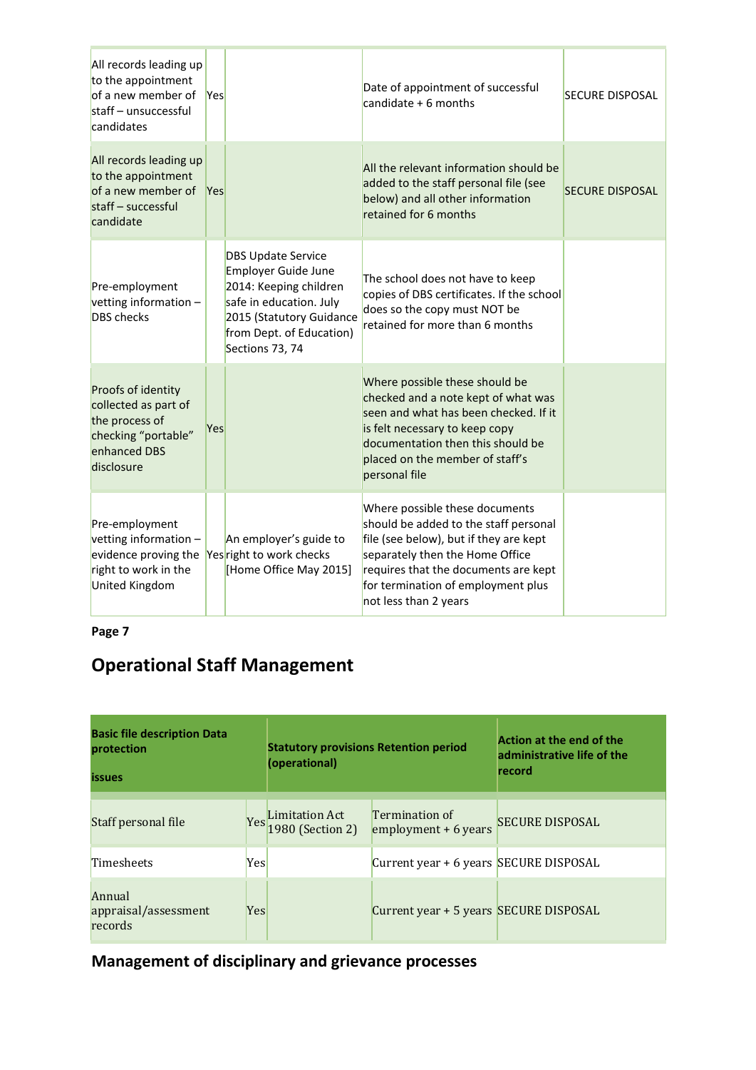| | | | | |
|---|---|---|---|---|
| All records leading up to the appointment of a new member of staff – unsuccessful candidates | Yes | | Date of appointment of successful candidate + 6 months | SECURE DISPOSAL |
| All records leading up to the appointment of a new member of staff – successful candidate | Yes | | All the relevant information should be added to the staff personal file (see below) and all other information retained for 6 months | SECURE DISPOSAL |
| Pre-employment vetting information – DBS checks | | DBS Update Service Employer Guide June 2014: Keeping children safe in education. July 2015 (Statutory Guidance from Dept. of Education) Sections 73, 74 | The school does not have to keep copies of DBS certificates. If the school does so the copy must NOT be retained for more than 6 months | |
| Proofs of identity collected as part of the process of checking "portable" enhanced DBS disclosure | Yes | | Where possible these should be checked and a note kept of what was seen and what has been checked. If it is felt necessary to keep copy documentation then this should be placed on the member of staff's personal file | |
| Pre-employment vetting information – evidence proving the right to work in the United Kingdom | Yes | An employer's guide to right to work checks [Home Office May 2015] | Where possible these documents should be added to the staff personal file (see below), but if they are kept separately then the Home Office requires that the documents are kept for termination of employment plus not less than 2 years | |

**Page 7**

## Operational Staff Management

| Basic file description | Data protection issues | Statutory provisions | Retention period (operational) | Action at the end of the administrative life of the record |
|---|---|---|---|---|
| Staff personal file | Yes | Limitation Act 1980 (Section 2) | Termination of employment + 6 years | SECURE DISPOSAL |
| Timesheets | Yes | | Current year + 6 years | SECURE DISPOSAL |
| Annual appraisal/assessment records | Yes | | Current year + 5 years | SECURE DISPOSAL |

## Management of disciplinary and grievance processes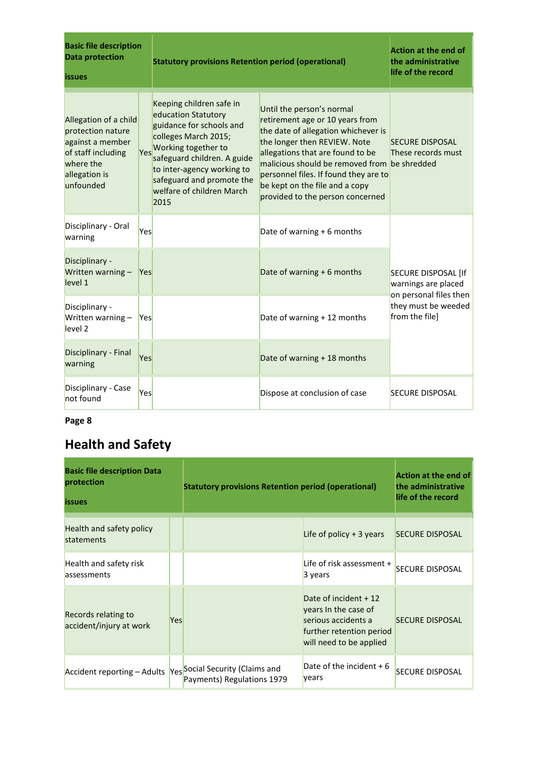| Basic file description Data protection issues | | Statutory provisions Retention period (operational) | | Action at the end of the administrative life of the record |
|---|---|---|---|---|
| Allegation of a child protection nature against a member of staff including where the allegation is unfounded | Yes | Keeping children safe in education Statutory guidance for schools and colleges March 2015; Working together to safeguard children. A guide to inter-agency working to safeguard and promote the welfare of children March 2015 | Until the person's normal retirement age or 10 years from the date of allegation whichever is the longer then REVIEW. Note allegations that are found to be malicious should be removed from personnel files. If found they are to be kept on the file and a copy provided to the person concerned | SECURE DISPOSAL These records must be shredded |
| Disciplinary - Oral warning | Yes | | Date of warning + 6 months | SECURE DISPOSAL [If warnings are placed on personal files then they must be weeded from the file] |
| Disciplinary - Written warning – level 1 | Yes | | Date of warning + 6 months | |
| Disciplinary - Written warning – level 2 | Yes | | Date of warning + 12 months | |
| Disciplinary - Final warning | Yes | | Date of warning + 18 months | |
| Disciplinary - Case not found | Yes | | Dispose at conclusion of case | SECURE DISPOSAL |

**Page 8**

## Health and Safety

| Basic file description Data protection issues | | Statutory provisions Retention period (operational) | | Action at the end of the administrative life of the record |
|---|---|---|---|---|
| Health and safety policy statements | | | Life of policy + 3 years | SECURE DISPOSAL |
| Health and safety risk assessments | | | Life of risk assessment + 3 years | SECURE DISPOSAL |
| Records relating to accident/injury at work | Yes | | Date of incident + 12 years In the case of serious accidents a further retention period will need to be applied | SECURE DISPOSAL |
| Accident reporting – Adults | Yes | Social Security (Claims and Payments) Regulations 1979 | Date of the incident + 6 years | SECURE DISPOSAL |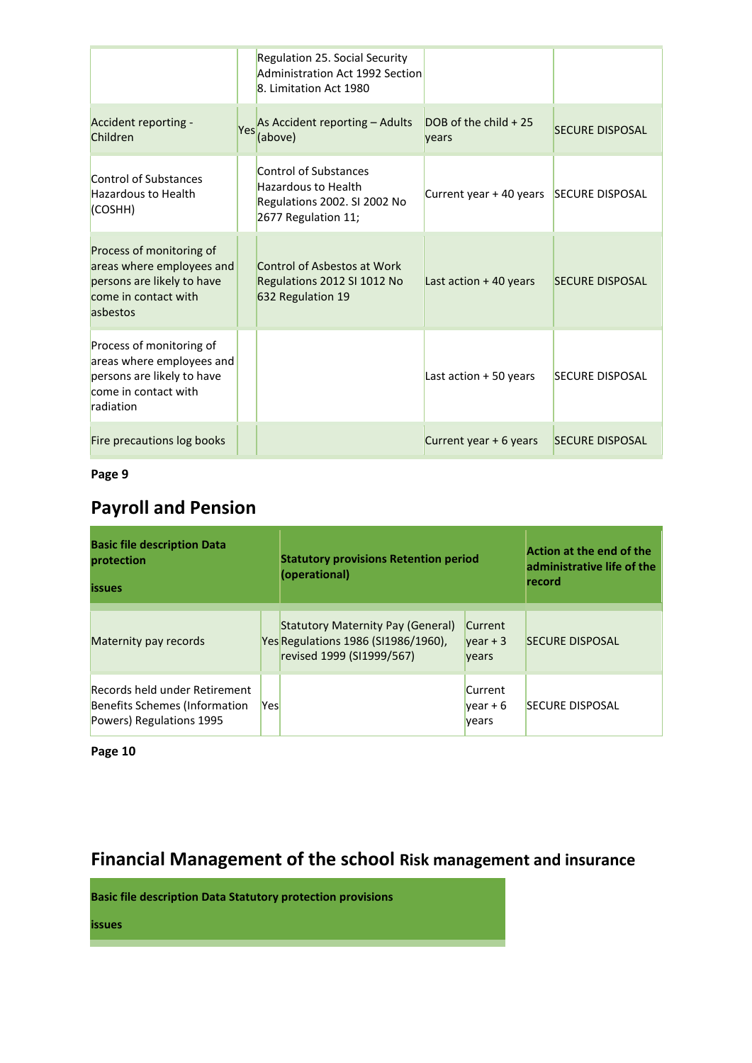| | | | | |
|---|---|---|---|---|
| | | Regulation 25. Social Security Administration Act 1992 Section 8. Limitation Act 1980 | | |
| Accident reporting - Children | Yes | As Accident reporting – Adults (above) | DOB of the child + 25 years | SECURE DISPOSAL |
| Control of Substances Hazardous to Health (COSHH) | | Control of Substances Hazardous to Health Regulations 2002. SI 2002 No 2677 Regulation 11; | Current year + 40 years | SECURE DISPOSAL |
| Process of monitoring of areas where employees and persons are likely to have come in contact with asbestos | | Control of Asbestos at Work Regulations 2012 SI 1012 No 632 Regulation 19 | Last action + 40 years | SECURE DISPOSAL |
| Process of monitoring of areas where employees and persons are likely to have come in contact with radiation | | | Last action + 50 years | SECURE DISPOSAL |
| Fire precautions log books | | | Current year + 6 years | SECURE DISPOSAL |

**Page 9**

## Payroll and Pension

| Basic file description Data protection issues | | Statutory provisions Retention period (operational) | | Action at the end of the administrative life of the record |
|---|---|---|---|---|
| Maternity pay records | Yes | Statutory Maternity Pay (General) Regulations 1986 (SI1986/1960), revised 1999 (SI1999/567) | Current year + 3 years | SECURE DISPOSAL |
| Records held under Retirement Benefits Schemes (Information Powers) Regulations 1995 | Yes | | Current year + 6 years | SECURE DISPOSAL |

**Page 10**

## Financial Management of the school Risk management and insurance

| Basic file description Data Statutory protection provisions issues |
|---|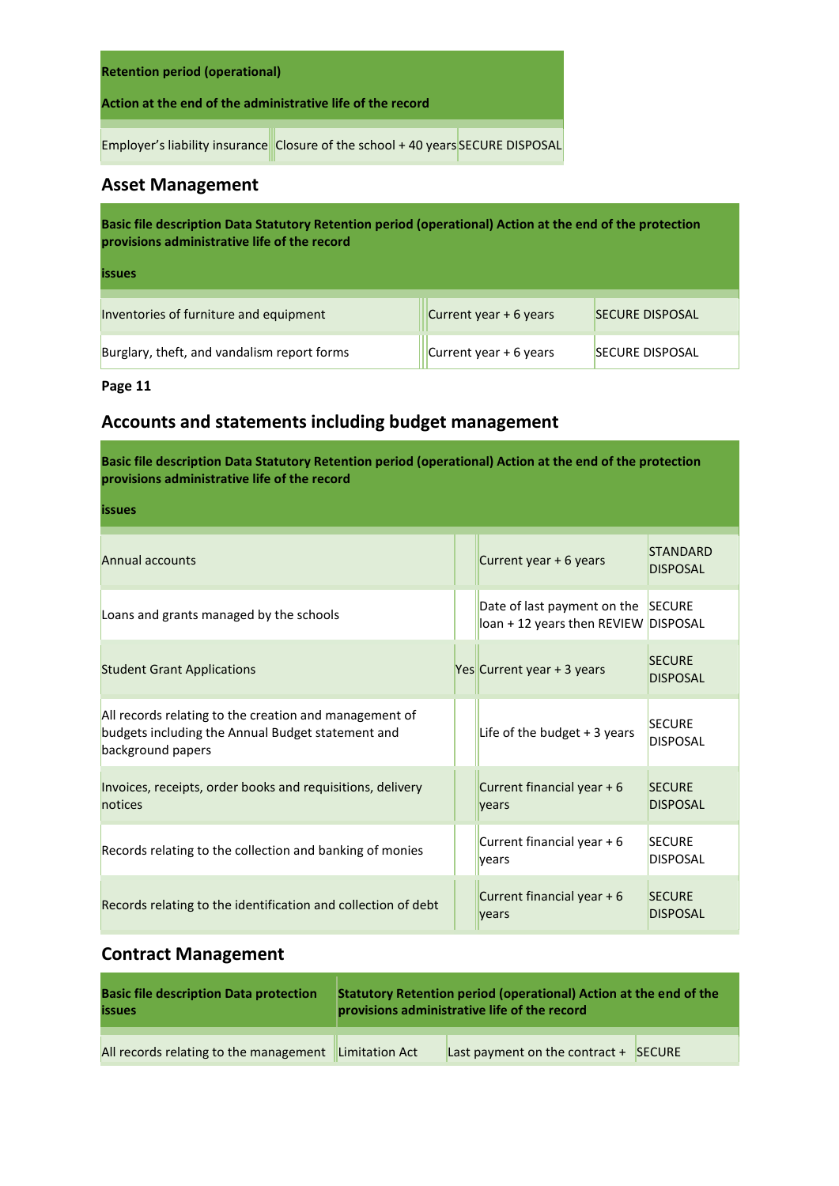| Retention period (operational) Action at the end of the administrative life of the record | | |
|---|---|---|
| Employer's liability insurance | Closure of the school + 40 years | SECURE DISPOSAL |

## Asset Management

| Basic file description Data protection issues | Statutory provisions | Retention period (operational) | Action at the end of the administrative life of the record |
|---|---|---|---|
| Inventories of furniture and equipment | | Current year + 6 years | SECURE DISPOSAL |
| Burglary, theft, and vandalism report forms | | Current year + 6 years | SECURE DISPOSAL |

**Page 11**

## Accounts and statements including budget management

| Basic file description | Data protection issues | Statutory provisions | Retention period (operational) | Action at the end of the administrative life of the record |
|---|---|---|---|---|
| Annual accounts | | | Current year + 6 years | STANDARD DISPOSAL |
| Loans and grants managed by the schools | | | Date of last payment on the loan + 12 years then REVIEW | SECURE DISPOSAL |
| Student Grant Applications | Yes | | Current year + 3 years | SECURE DISPOSAL |
| All records relating to the creation and management of budgets including the Annual Budget statement and background papers | | | Life of the budget + 3 years | SECURE DISPOSAL |
| Invoices, receipts, order books and requisitions, delivery notices | | | Current financial year + 6 years | SECURE DISPOSAL |
| Records relating to the collection and banking of monies | | | Current financial year + 6 years | SECURE DISPOSAL |
| Records relating to the identification and collection of debt | | | Current financial year + 6 years | SECURE DISPOSAL |

## Contract Management

| Basic file description Data protection issues | Statutory provisions | Retention period (operational) | Action at the end of the administrative life of the record |
|---|---|---|---|
| All records relating to the management | Limitation Act | Last payment on the contract + | SECURE |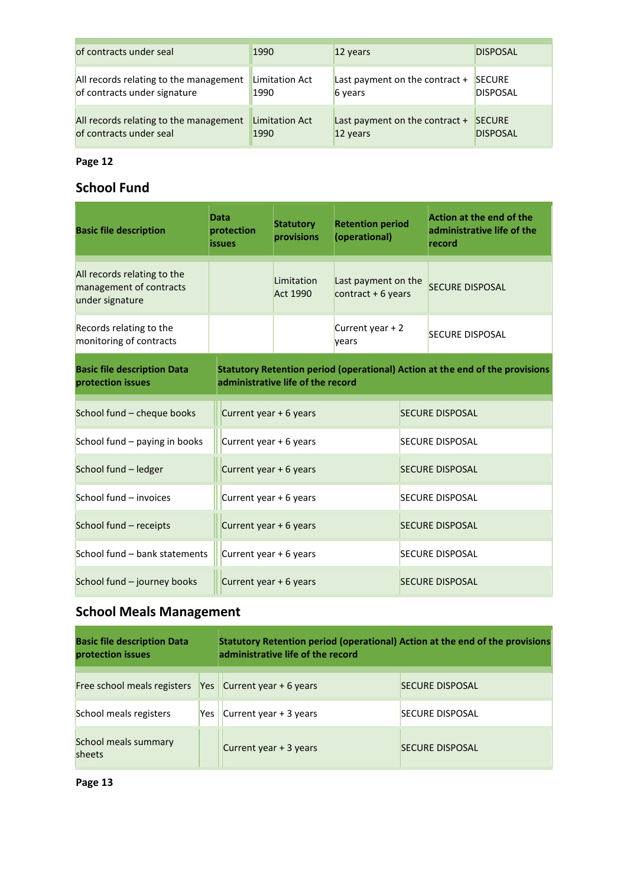| | | | |
|---|---|---|---|
| of contracts under seal | 1990 | 12 years | DISPOSAL |
| All records relating to the management of contracts under signature | Limitation Act 1990 | Last payment on the contract + 6 years | SECURE DISPOSAL |
| All records relating to the management of contracts under seal | Limitation Act 1990 | Last payment on the contract + 12 years | SECURE DISPOSAL |

**Page 12**

## School Fund

| Basic file description | Data protection issues | Statutory provisions | Retention period (operational) | Action at the end of the administrative life of the record |
|---|---|---|---|---|
| All records relating to the management of contracts under signature | | Limitation Act 1990 | Last payment on the contract + 6 years | SECURE DISPOSAL |
| Records relating to the monitoring of contracts | | | Current year + 2 years | SECURE DISPOSAL |

| Basic file description Data protection issues | Statutory Retention period (operational) Action at the end of the provisions administrative life of the record | |
|---|---|---|
| School fund – cheque books | Current year + 6 years | SECURE DISPOSAL |
| School fund – paying in books | Current year + 6 years | SECURE DISPOSAL |
| School fund – ledger | Current year + 6 years | SECURE DISPOSAL |
| School fund – invoices | Current year + 6 years | SECURE DISPOSAL |
| School fund – receipts | Current year + 6 years | SECURE DISPOSAL |
| School fund – bank statements | Current year + 6 years | SECURE DISPOSAL |
| School fund – journey books | Current year + 6 years | SECURE DISPOSAL |

## School Meals Management

| Basic file description Data protection issues | | Statutory Retention period (operational) Action at the end of the provisions administrative life of the record | |
|---|---|---|---|
| Free school meals registers | Yes | Current year + 6 years | SECURE DISPOSAL |
| School meals registers | Yes | Current year + 3 years | SECURE DISPOSAL |
| School meals summary sheets | | Current year + 3 years | SECURE DISPOSAL |

**Page 13**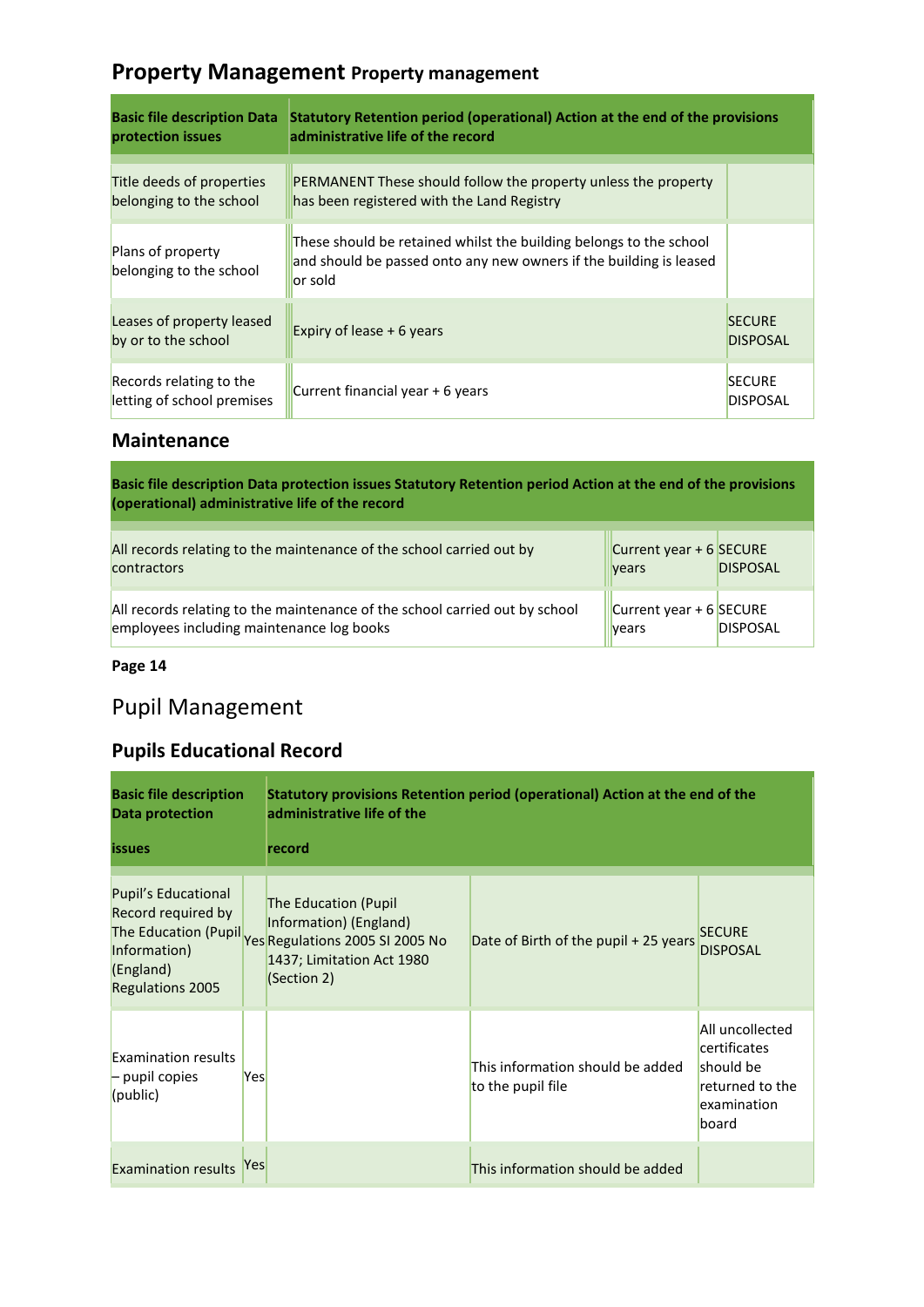## Property Management Property management

| Basic file description Data protection issues | Statutory Retention period (operational) Action at the end of the provisions administrative life of the record | |
|---|---|---|
| Title deeds of properties belonging to the school | PERMANENT These should follow the property unless the property has been registered with the Land Registry | |
| Plans of property belonging to the school | These should be retained whilst the building belongs to the school and should be passed onto any new owners if the building is leased or sold | |
| Leases of property leased by or to the school | Expiry of lease + 6 years | SECURE DISPOSAL |
| Records relating to the letting of school premises | Current financial year + 6 years | SECURE DISPOSAL |

## Maintenance

| Basic file description Data protection issues Statutory Retention period Action at the end of the provisions (operational) administrative life of the record | | |
|---|---|---|
| All records relating to the maintenance of the school carried out by contractors | Current year + 6 years | SECURE DISPOSAL |
| All records relating to the maintenance of the school carried out by school employees including maintenance log books | Current year + 6 years | SECURE DISPOSAL |

# Pupil Management

## Pupils Educational Record

| Basic file description Data protection issues | | Statutory provisions Retention period (operational) Action at the end of the administrative life of the record | | |
|---|---|---|---|---|
| Pupil's Educational Record required by The Education (Pupil Information) (England) Regulations 2005 | Yes | The Education (Pupil Information) (England) Regulations 2005 SI 2005 No 1437; Limitation Act 1980 (Section 2) | Date of Birth of the pupil + 25 years | SECURE DISPOSAL |
| Examination results – pupil copies (public) | Yes | | This information should be added to the pupil file | All uncollected certificates should be returned to the examination board |
| Examination results | Yes | | This information should be added | |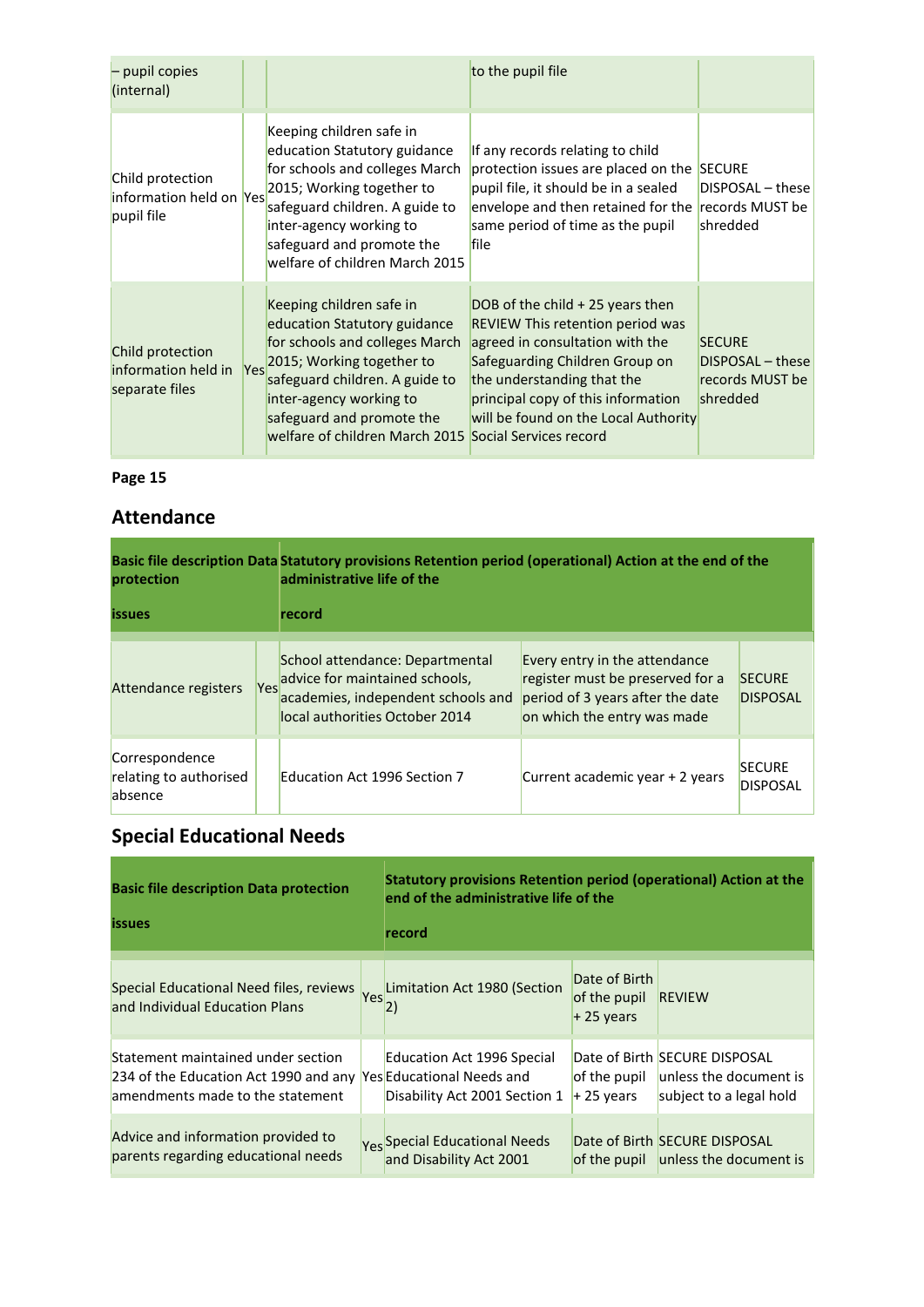| | | | | |
|---|---|---|---|---|
| – pupil copies (internal) | | | to the pupil file | |
| Child protection information held on pupil file | Yes | Keeping children safe in education Statutory guidance for schools and colleges March 2015; Working together to safeguard children. A guide to inter-agency working to safeguard and promote the welfare of children March 2015 | If any records relating to child protection issues are placed on the pupil file, it should be in a sealed envelope and then retained for the same period of time as the pupil file | SECURE DISPOSAL – these records MUST be shredded |
| Child protection information held in separate files | Yes | Keeping children safe in education Statutory guidance for schools and colleges March 2015; Working together to safeguard children. A guide to inter-agency working to safeguard and promote the welfare of children March 2015 | DOB of the child + 25 years then REVIEW This retention period was agreed in consultation with the Safeguarding Children Group on the understanding that the principal copy of this information will be found on the Local Authority Social Services record | SECURE DISPOSAL – these records MUST be shredded |

**Page 15**

## Attendance

| Basic file description | Data protection issues | Statutory provisions | Retention period (operational) | Action at the end of the administrative life of the record |
|---|---|---|---|---|
| Attendance registers | Yes | School attendance: Departmental advice for maintained schools, academies, independent schools and local authorities October 2014 | Every entry in the attendance register must be preserved for a period of 3 years after the date on which the entry was made | SECURE DISPOSAL |
| Correspondence relating to authorised absence | | Education Act 1996 Section 7 | Current academic year + 2 years | SECURE DISPOSAL |

## Special Educational Needs

| Basic file description | Data protection issues | Statutory provisions | Retention period (operational) | Action at the end of the administrative life of the record |
|---|---|---|---|---|
| Special Educational Need files, reviews and Individual Education Plans | Yes | Limitation Act 1980 (Section 2) | Date of Birth of the pupil + 25 years | REVIEW |
| Statement maintained under section 234 of the Education Act 1990 and any amendments made to the statement | Yes | Education Act 1996 Special Educational Needs and Disability Act 2001 Section 1 | Date of Birth of the pupil + 25 years | SECURE DISPOSAL unless the document is subject to a legal hold |
| Advice and information provided to parents regarding educational needs | Yes | Special Educational Needs and Disability Act 2001 | Date of Birth of the pupil | SECURE DISPOSAL unless the document is |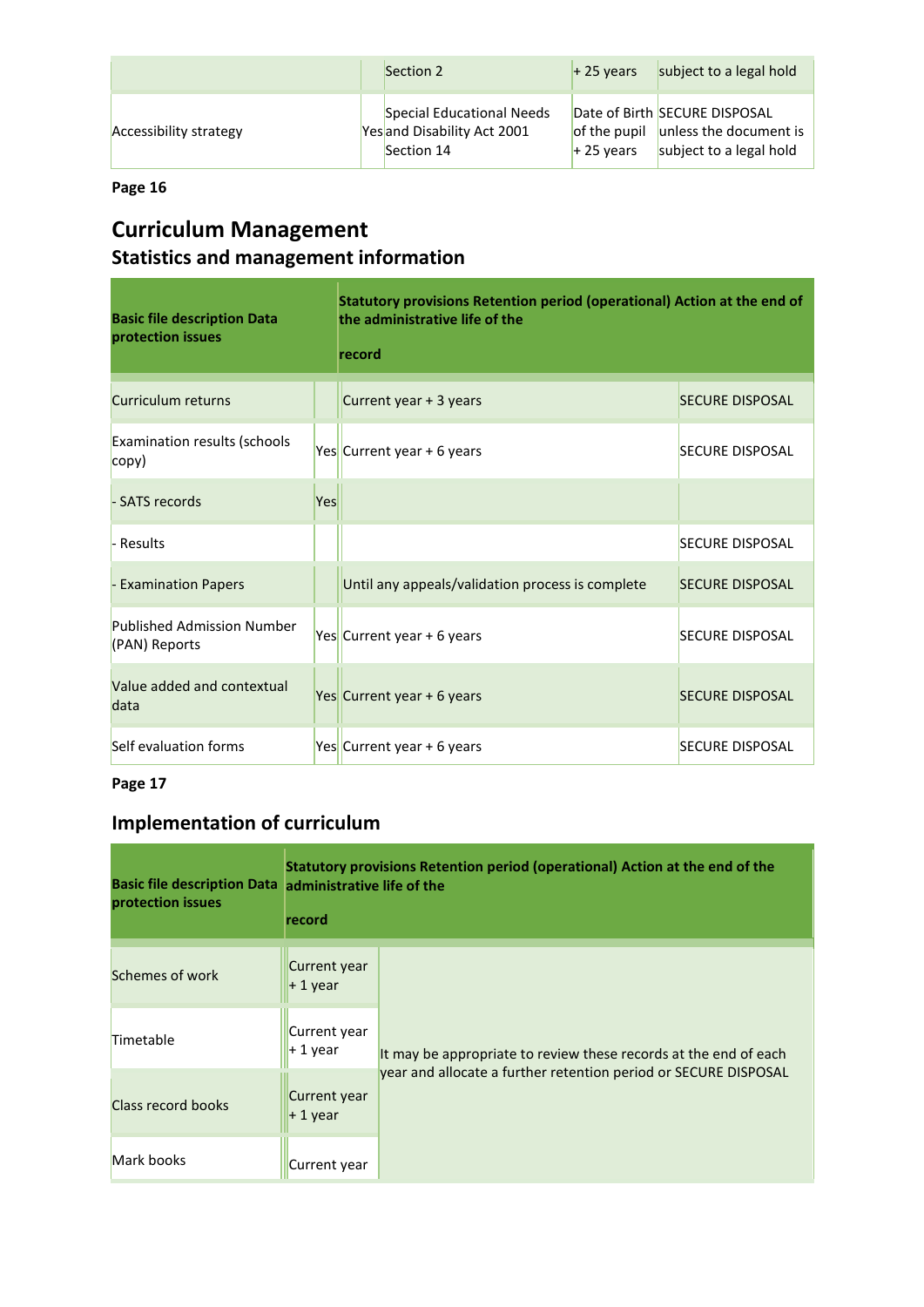| | | Section 2 | + 25 years | subject to a legal hold |
|---|---|---|---|---|
| Accessibility strategy | Yes | Special Educational Needs and Disability Act 2001 Section 14 | Date of Birth of the pupil + 25 years | SECURE DISPOSAL unless the document is subject to a legal hold |

**Page 16**

# Curriculum Management

## Statistics and management information

| Basic file description Data protection issues | | Statutory provisions Retention period (operational) Action at the end of the administrative life of the record | |
|---|---|---|---|
| Curriculum returns | | Current year + 3 years | SECURE DISPOSAL |
| Examination results (schools copy) | Yes | Current year + 6 years | SECURE DISPOSAL |
| - SATS records | Yes | | |
| - Results | | | SECURE DISPOSAL |
| - Examination Papers | | Until any appeals/validation process is complete | SECURE DISPOSAL |
| Published Admission Number (PAN) Reports | Yes | Current year + 6 years | SECURE DISPOSAL |
| Value added and contextual data | Yes | Current year + 6 years | SECURE DISPOSAL |
| Self evaluation forms | Yes | Current year + 6 years | SECURE DISPOSAL |

**Page 17**

## Implementation of curriculum

| Basic file description Data protection issues | Statutory provisions Retention period (operational) Action at the end of the administrative life of the record | |
|---|---|---|
| Schemes of work | Current year + 1 year | It may be appropriate to review these records at the end of each year and allocate a further retention period or SECURE DISPOSAL |
| Timetable | Current year + 1 year | |
| Class record books | Current year + 1 year | |
| Mark books | Current year | |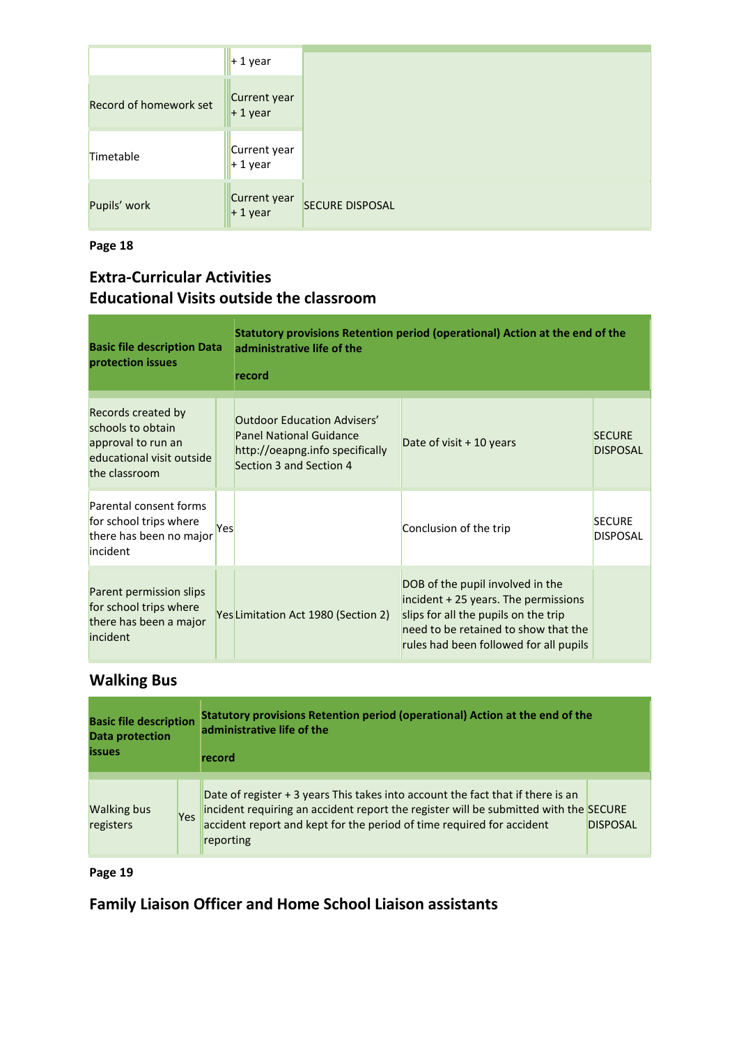| | | |
|---|---|---|
| | + 1 year | |
| Record of homework set | Current year + 1 year | |
| Timetable | Current year + 1 year | |
| Pupils' work | Current year + 1 year | SECURE DISPOSAL |

**Page 18**

## Extra-Curricular Activities
## Educational Visits outside the classroom

| Basic file description | Data protection issues | Statutory provisions | Retention period (operational) | Action at the end of the administrative life of the record |
|---|---|---|---|---|
| Records created by schools to obtain approval to run an educational visit outside the classroom | | Outdoor Education Advisers' Panel National Guidance http://oeapng.info specifically Section 3 and Section 4 | Date of visit + 10 years | SECURE DISPOSAL |
| Parental consent forms for school trips where there has been no major incident | Yes | | Conclusion of the trip | SECURE DISPOSAL |
| Parent permission slips for school trips where there has been a major incident | Yes | Limitation Act 1980 (Section 2) | DOB of the pupil involved in the incident + 25 years. The permissions slips for all the pupils on the trip need to be retained to show that the rules had been followed for all pupils | |

## Walking Bus

| Basic file description | Data protection issues | Statutory provisions | Retention period (operational) | Action at the end of the administrative life of the record |
|---|---|---|---|---|
| Walking bus registers | Yes | | Date of register + 3 years This takes into account the fact that if there is an incident requiring an accident report the register will be submitted with the accident report and kept for the period of time required for accident reporting | SECURE DISPOSAL |

**Page 19**

## Family Liaison Officer and Home School Liaison assistants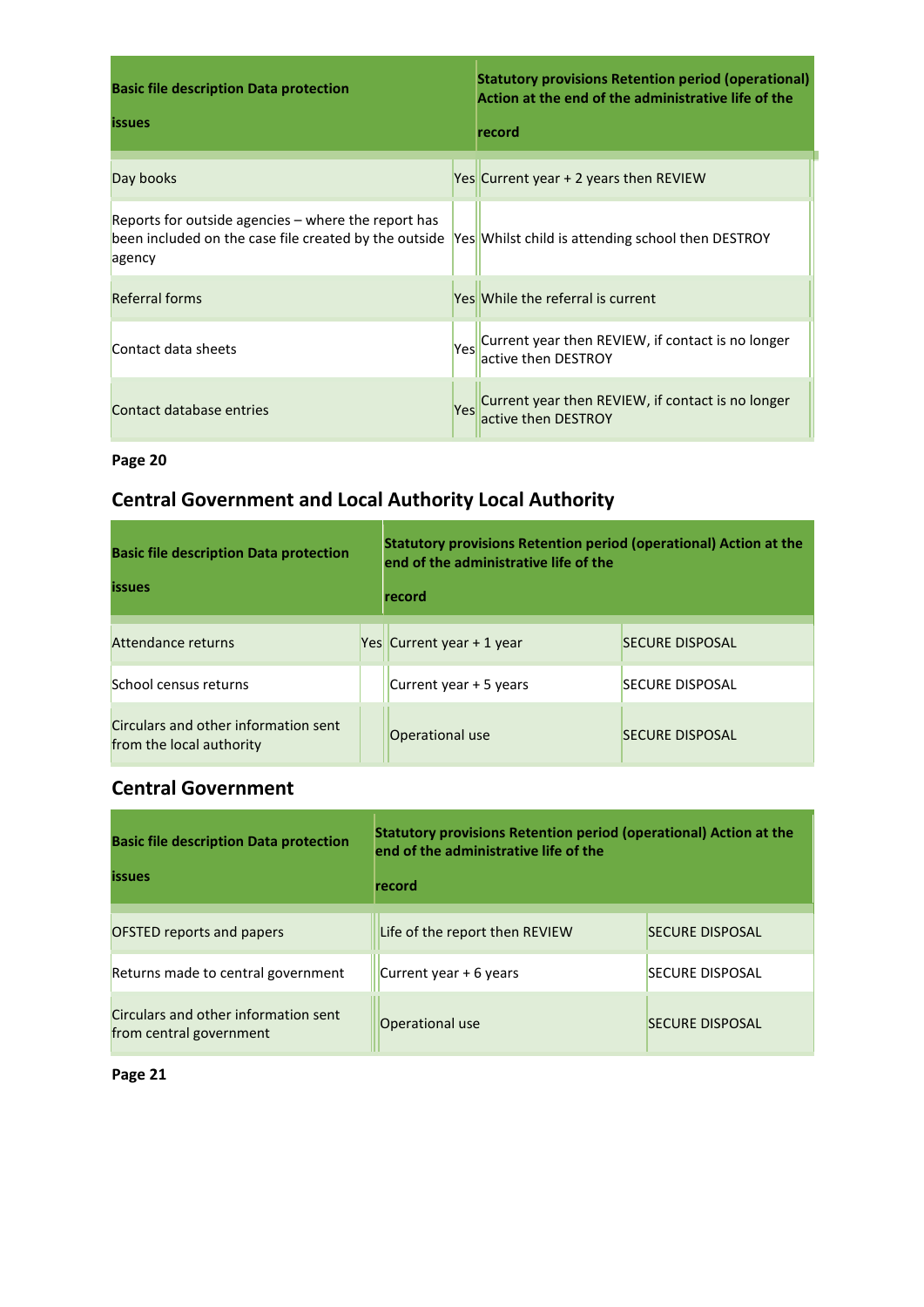| Basic file description Data protection issues | | Statutory provisions Retention period (operational) Action at the end of the administrative life of the record |
|---|---|---|
| Day books | Yes | Current year + 2 years then REVIEW |
| Reports for outside agencies – where the report has been included on the case file created by the outside agency | Yes | Whilst child is attending school then DESTROY |
| Referral forms | Yes | While the referral is current |
| Contact data sheets | Yes | Current year then REVIEW, if contact is no longer active then DESTROY |
| Contact database entries | Yes | Current year then REVIEW, if contact is no longer active then DESTROY |

**Page 20**

## Central Government and Local Authority Local Authority

| Basic file description Data protection issues | | Statutory provisions Retention period (operational) Action at the end of the administrative life of the record | |
|---|---|---|---|
| Attendance returns | Yes | Current year + 1 year | SECURE DISPOSAL |
| School census returns | | Current year + 5 years | SECURE DISPOSAL |
| Circulars and other information sent from the local authority | | Operational use | SECURE DISPOSAL |

## Central Government

| Basic file description Data protection issues | | Statutory provisions Retention period (operational) Action at the end of the administrative life of the record | |
|---|---|---|---|
| OFSTED reports and papers | | Life of the report then REVIEW | SECURE DISPOSAL |
| Returns made to central government | | Current year + 6 years | SECURE DISPOSAL |
| Circulars and other information sent from central government | | Operational use | SECURE DISPOSAL |

**Page 21**